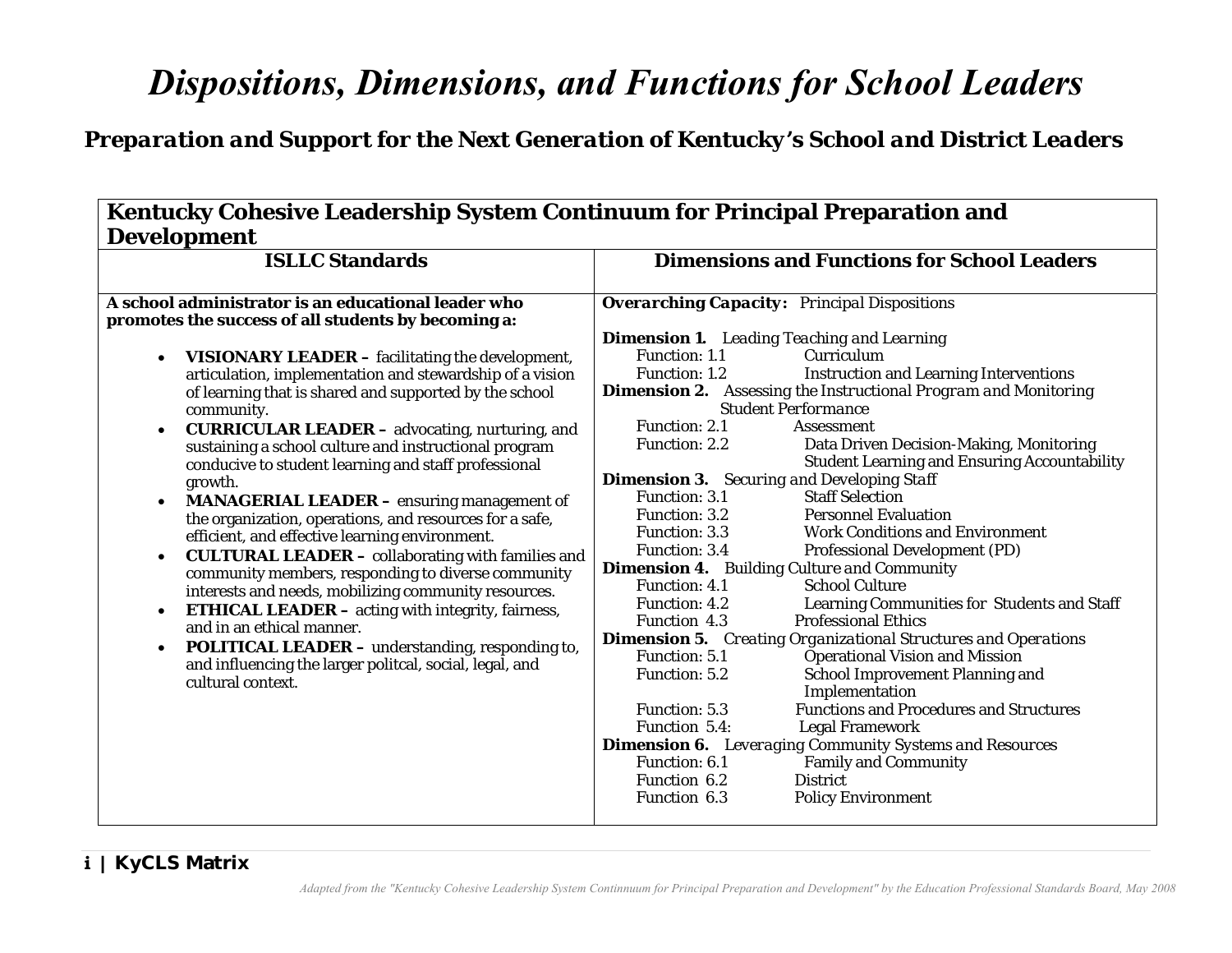# *Dispositions, Dimensions, and Functions for School Leaders*

## *Preparation and Support for the Next Generation of Kentucky's School and District Leaders*

| **Kentucky Cohesive Leadership System Continuum for Principal Preparation and Development** | |
|---|---|
| **ISLLC Standards** | **Dimensions and Functions for School Leaders** |
| **A school administrator is an educational leader who promotes the success of all students by becoming a:**<br><br>• **VISIONARY LEADER –** facilitating the development, articulation, implementation and stewardship of a vision of learning that is shared and supported by the school community.<br>• **CURRICULAR LEADER –** advocating, nurturing, and sustaining a school culture and instructional program conducive to student learning and staff professional growth.<br>• **MANAGERIAL LEADER –** ensuring management of the organization, operations, and resources for a safe, efficient, and effective learning environment.<br>• **CULTURAL LEADER –** collaborating with families and community members, responding to diverse community interests and needs, mobilizing community resources.<br>• **ETHICAL LEADER –** acting with integrity, fairness, and in an ethical manner.<br>• **POLITICAL LEADER –** understanding, responding to, and influencing the larger politcal, social, legal, and cultural context. | ***Overarching Capacity:*** *Principal Dispositions*<br><br>**Dimension 1.** *Leading Teaching and Learning*<br>Function: 1.1 Curriculum<br>Function: 1.2 Instruction and Learning Interventions<br>**Dimension 2.** *Assessing the Instructional Program and Monitoring Student Performance*<br>Function: 2.1 Assessment<br>Function: 2.2 Data Driven Decision-Making, Monitoring Student Learning and Ensuring Accountability<br>**Dimension 3.** *Securing and Developing Staff*<br>Function: 3.1 Staff Selection<br>Function: 3.2 Personnel Evaluation<br>Function: 3.3 Work Conditions and Environment<br>Function: 3.4 Professional Development (PD)<br>**Dimension 4.** *Building Culture and Community*<br>Function: 4.1 School Culture<br>Function: 4.2 Learning Communities for Students and Staff<br>Function 4.3 Professional Ethics<br>**Dimension 5.** *Creating Organizational Structures and Operations*<br>Function: 5.1 Operational Vision and Mission<br>Function: 5.2 School Improvement Planning and Implementation<br>Function: 5.3 Functions and Procedures and Structures<br>Function 5.4: Legal Framework<br>**Dimension 6.** *Leveraging Community Systems and Resources*<br>Function: 6.1 Family and Community<br>Function 6.2 District<br>Function 6.3 Policy Environment |

*Adapted from the "Kentucky Cohesive Leadership System Continnuum for Principal Preparation and Development" by the Education Professional Standards Board, May 2008*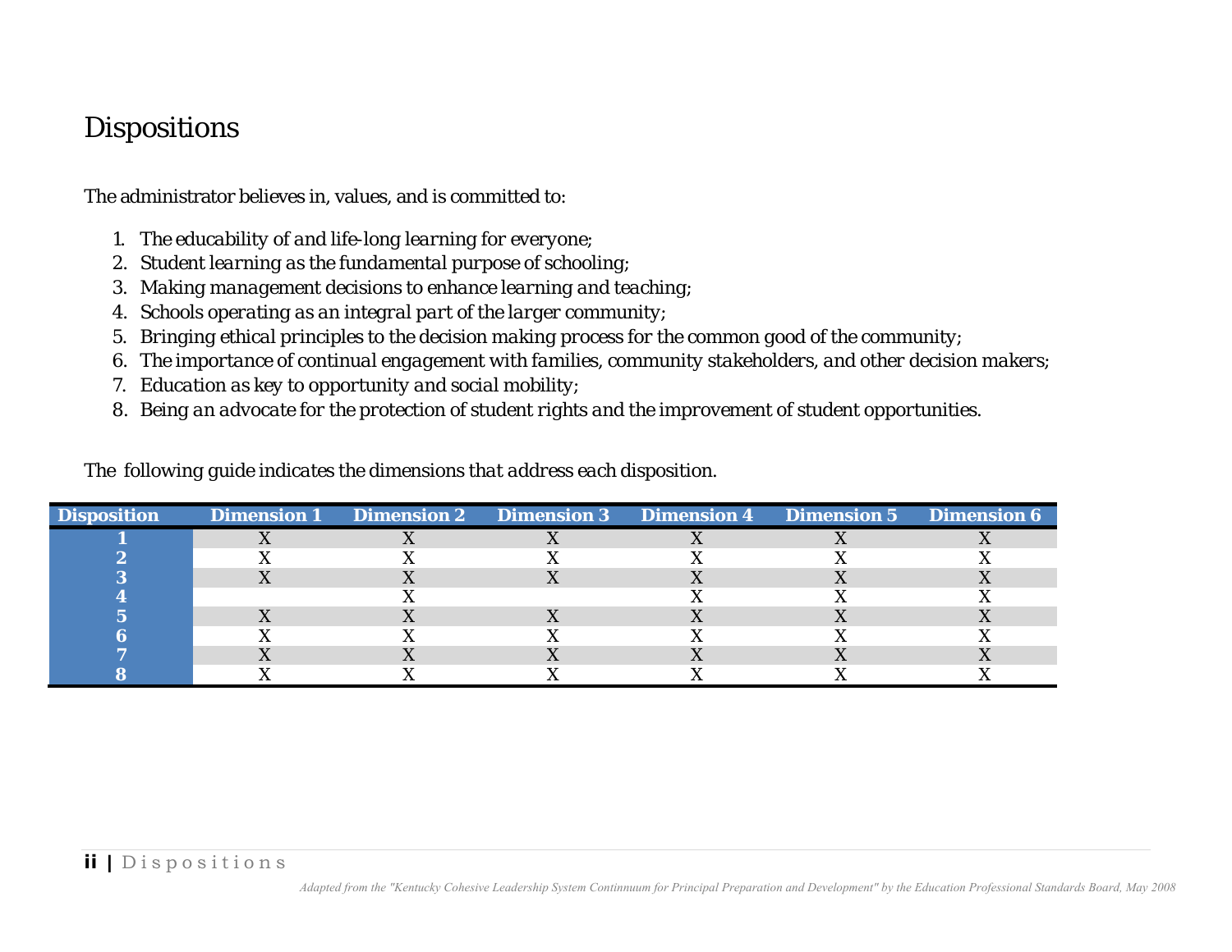# Dispositions

The administrator believes in, values, and is committed to:

1. The educability of and life-long learning for everyone;
2. Student learning as the fundamental purpose of schooling;
3. Making management decisions to enhance learning and teaching;
4. Schools operating as an integral part of the larger community;
5. Bringing ethical principles to the decision making process for the common good of the community;
6. The importance of continual engagement with families, community stakeholders, and other decision makers;
7. Education as key to opportunity and social mobility;
8. Being an advocate for the protection of student rights and the improvement of student opportunities.

The following guide indicates the dimensions that address each disposition.

| Disposition | Dimension 1 | Dimension 2 | Dimension 3 | Dimension 4 | Dimension 5 | Dimension 6 |
|---|---|---|---|---|---|---|
| 1 | X | X | X | X | X | X |
| 2 | X | X | X | X | X | X |
| 3 | X | X | X | X | X | X |
| 4 | | X | | X | X | X |
| 5 | X | X | X | X | X | X |
| 6 | X | X | X | X | X | X |
| 7 | X | X | X | X | X | X |
| 8 | X | X | X | X | X | X |

*Adapted from the "Kentucky Cohesive Leadership System Continuum for Principal Preparation and Development" by the Education Professional Standards Board, May 2008*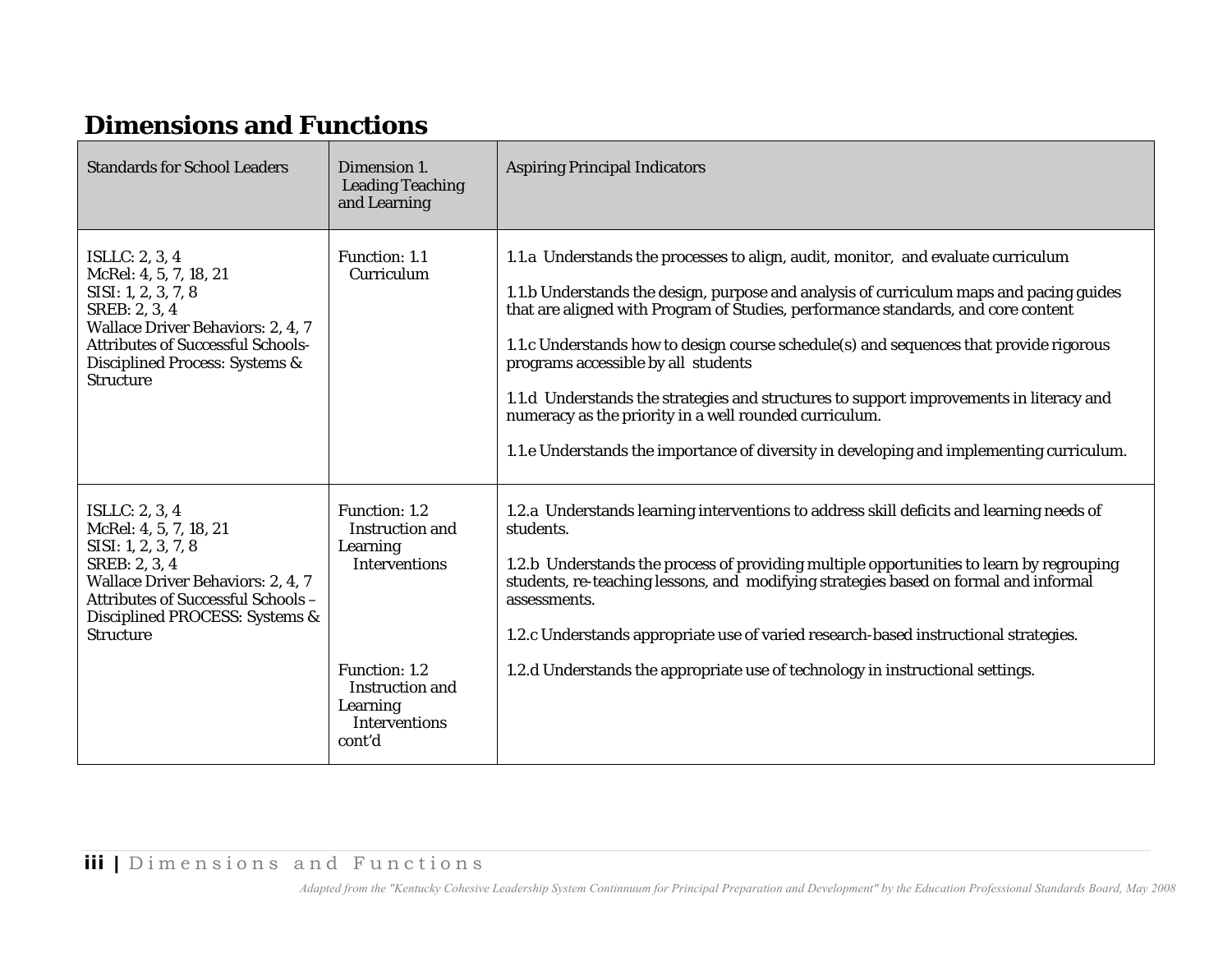# Dimensions and Functions

| Standards for School Leaders | Dimension 1. Leading Teaching and Learning | Aspiring Principal Indicators |
|---|---|---|
| ISLLC: 2, 3, 4<br>McRel: 4, 5, 7, 18, 21<br>SISI: 1, 2, 3, 7, 8<br>SREB: 2, 3, 4<br>Wallace Driver Behaviors: 2, 4, 7<br>Attributes of Successful Schools-Disciplined Process: Systems & Structure | Function: 1.1 Curriculum | 1.1.a Understands the processes to align, audit, monitor, and evaluate curriculum<br><br>1.1.b Understands the design, purpose and analysis of curriculum maps and pacing guides that are aligned with Program of Studies, performance standards, and core content<br><br>1.1.c Understands how to design course schedule(s) and sequences that provide rigorous programs accessible by all students<br><br>1.1.d Understands the strategies and structures to support improvements in literacy and numeracy as the priority in a well rounded curriculum.<br><br>1.1.e Understands the importance of diversity in developing and implementing curriculum. |
| ISLLC: 2, 3, 4<br>McRel: 4, 5, 7, 18, 21<br>SISI: 1, 2, 3, 7, 8<br>SREB: 2, 3, 4<br>Wallace Driver Behaviors: 2, 4, 7<br>Attributes of Successful Schools – Disciplined PROCESS: Systems & Structure | Function: 1.2 Instruction and Learning Interventions<br><br>Function: 1.2 Instruction and Learning Interventions cont'd | 1.2.a Understands learning interventions to address skill deficits and learning needs of students.<br><br>1.2.b Understands the process of providing multiple opportunities to learn by regrouping students, re-teaching lessons, and modifying strategies based on formal and informal assessments.<br><br>1.2.c Understands appropriate use of varied research-based instructional strategies.<br><br>1.2.d Understands the appropriate use of technology in instructional settings. |

*Adapted from the "Kentucky Cohesive Leadership System Continuum for Principal Preparation and Development" by the Education Professional Standards Board, May 2008*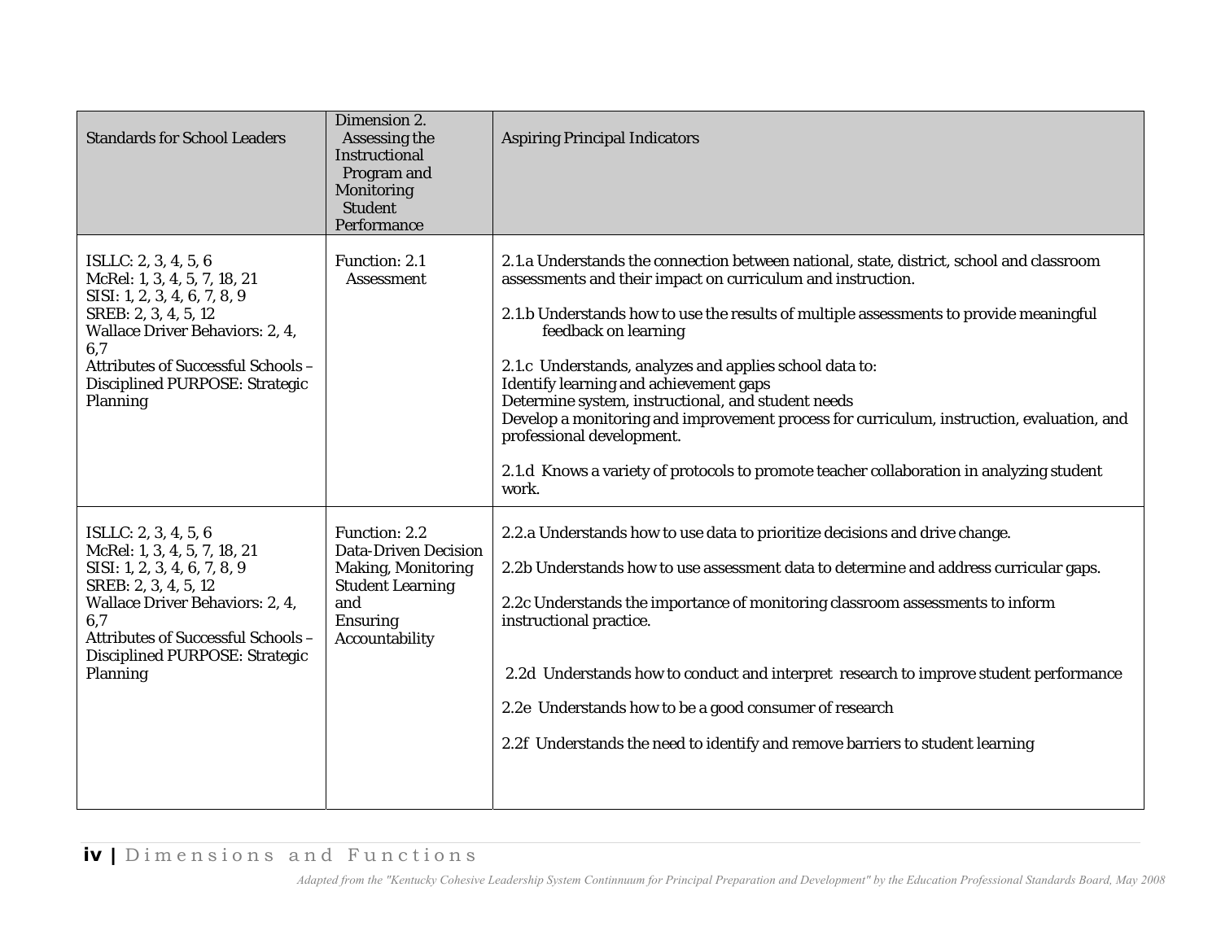| Standards for School Leaders | Dimension 2. Assessing the Instructional Program and Monitoring Student Performance | Aspiring Principal Indicators |
|---|---|---|
| ISLLC: 2, 3, 4, 5, 6<br>McRel: 1, 3, 4, 5, 7, 18, 21<br>SISI: 1, 2, 3, 4, 6, 7, 8, 9<br>SREB: 2, 3, 4, 5, 12<br>Wallace Driver Behaviors: 2, 4, 6,7<br>Attributes of Successful Schools – Disciplined PURPOSE: Strategic Planning | Function: 2.1 Assessment | 2.1.a Understands the connection between national, state, district, school and classroom assessments and their impact on curriculum and instruction.<br><br>2.1.b Understands how to use the results of multiple assessments to provide meaningful feedback on learning<br><br>2.1.c Understands, analyzes and applies school data to:<br>Identify learning and achievement gaps<br>Determine system, instructional, and student needs<br>Develop a monitoring and improvement process for curriculum, instruction, evaluation, and professional development.<br><br>2.1.d Knows a variety of protocols to promote teacher collaboration in analyzing student work. |
| ISLLC: 2, 3, 4, 5, 6<br>McRel: 1, 3, 4, 5, 7, 18, 21<br>SISI: 1, 2, 3, 4, 6, 7, 8, 9<br>SREB: 2, 3, 4, 5, 12<br>Wallace Driver Behaviors: 2, 4, 6,7<br>Attributes of Successful Schools – Disciplined PURPOSE: Strategic Planning | Function: 2.2 Data-Driven Decision Making, Monitoring Student Learning and Ensuring Accountability | 2.2.a Understands how to use data to prioritize decisions and drive change.<br><br>2.2b Understands how to use assessment data to determine and address curricular gaps.<br><br>2.2c Understands the importance of monitoring classroom assessments to inform instructional practice.<br><br>2.2d Understands how to conduct and interpret research to improve student performance<br><br>2.2e Understands how to be a good consumer of research<br><br>2.2f Understands the need to identify and remove barriers to student learning |

*Adapted from the "Kentucky Cohesive Leadership System Continuum for Principal Preparation and Development" by the Education Professional Standards Board, May 2008*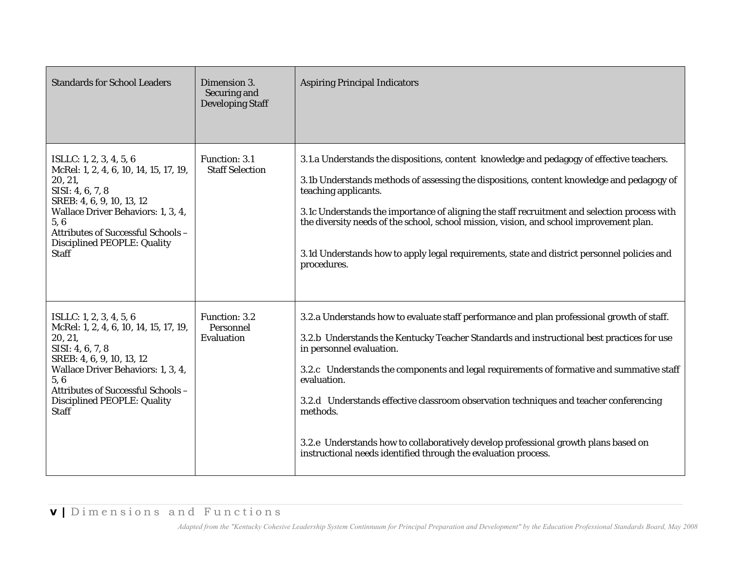| Standards for School Leaders | Dimension 3. Securing and Developing Staff | Aspiring Principal Indicators |
|---|---|---|
| ISLLC: 1, 2, 3, 4, 5, 6<br>McRel: 1, 2, 4, 6, 10, 14, 15, 17, 19, 20, 21,<br>SISI: 4, 6, 7, 8<br>SREB: 4, 6, 9, 10, 13, 12<br>Wallace Driver Behaviors: 1, 3, 4, 5, 6<br>Attributes of Successful Schools – Disciplined PEOPLE: Quality Staff | Function: 3.1 Staff Selection | 3.1.a Understands the dispositions, content knowledge and pedagogy of effective teachers.<br><br>3.1b Understands methods of assessing the dispositions, content knowledge and pedagogy of teaching applicants.<br><br>3.1c Understands the importance of aligning the staff recruitment and selection process with the diversity needs of the school, school mission, vision, and school improvement plan.<br><br>3.1d Understands how to apply legal requirements, state and district personnel policies and procedures. |
| ISLLC: 1, 2, 3, 4, 5, 6<br>McRel: 1, 2, 4, 6, 10, 14, 15, 17, 19, 20, 21,<br>SISI: 4, 6, 7, 8<br>SREB: 4, 6, 9, 10, 13, 12<br>Wallace Driver Behaviors: 1, 3, 4, 5, 6<br>Attributes of Successful Schools – Disciplined PEOPLE: Quality Staff | Function: 3.2 Personnel Evaluation | 3.2.a Understands how to evaluate staff performance and plan professional growth of staff.<br><br>3.2.b Understands the Kentucky Teacher Standards and instructional best practices for use in personnel evaluation.<br><br>3.2.c Understands the components and legal requirements of formative and summative staff evaluation.<br><br>3.2.d Understands effective classroom observation techniques and teacher conferencing methods.<br><br>3.2.e Understands how to collaboratively develop professional growth plans based on instructional needs identified through the evaluation process. |

*Adapted from the "Kentucky Cohesive Leadership System Continuum for Principal Preparation and Development" by the Education Professional Standards Board, May 2008*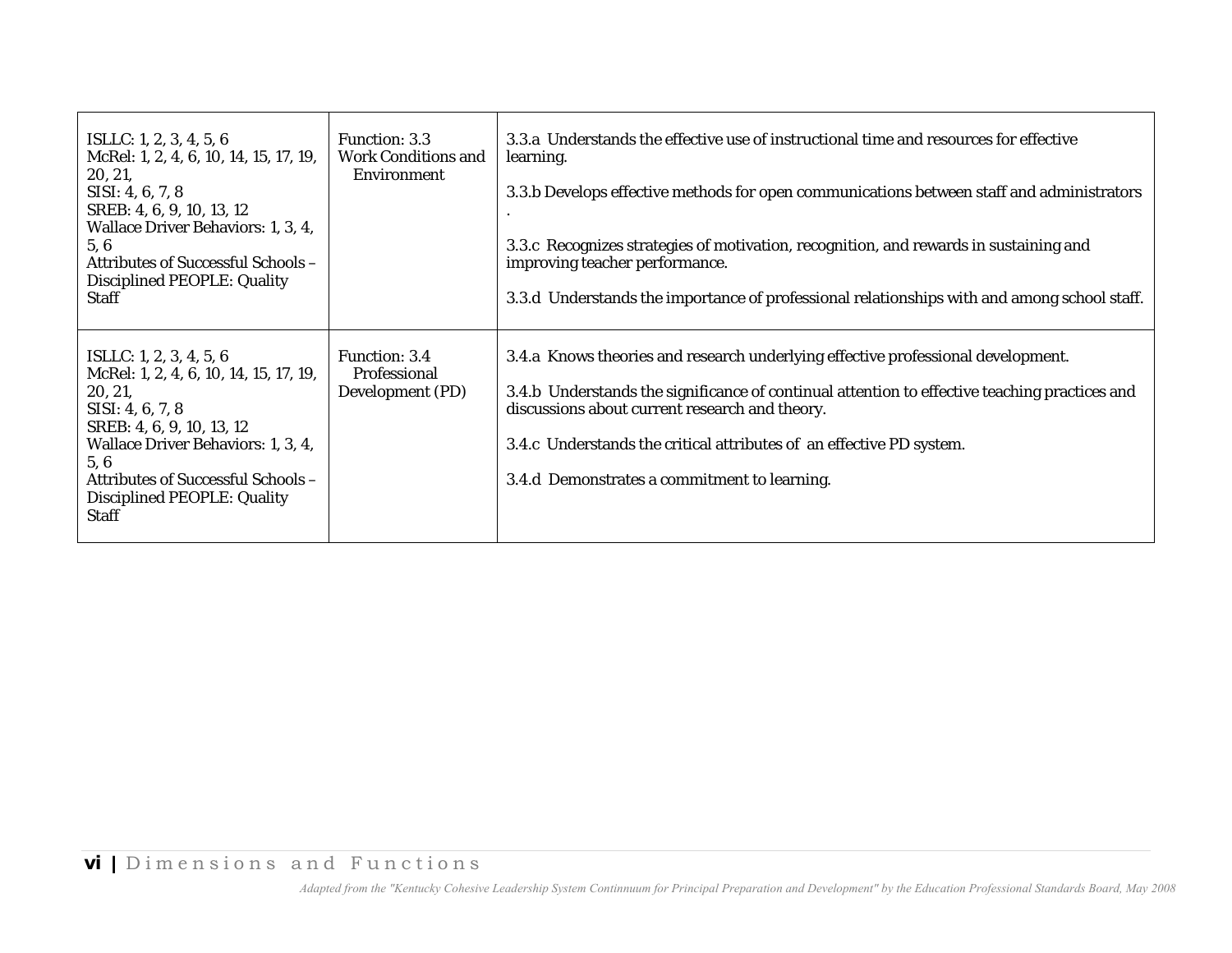| | | |
|---|---|---|
| ISLLC: 1, 2, 3, 4, 5, 6<br>McRel: 1, 2, 4, 6, 10, 14, 15, 17, 19, 20, 21,<br>SISI: 4, 6, 7, 8<br>SREB: 4, 6, 9, 10, 13, 12<br>Wallace Driver Behaviors: 1, 3, 4, 5, 6<br>Attributes of Successful Schools – Disciplined PEOPLE: Quality Staff | Function: 3.3<br>Work Conditions and Environment | 3.3.a Understands the effective use of instructional time and resources for effective learning.<br><br>3.3.b Develops effective methods for open communications between staff and administrators .<br><br>3.3.c Recognizes strategies of motivation, recognition, and rewards in sustaining and improving teacher performance.<br><br>3.3.d Understands the importance of professional relationships with and among school staff. |
| ISLLC: 1, 2, 3, 4, 5, 6<br>McRel: 1, 2, 4, 6, 10, 14, 15, 17, 19, 20, 21,<br>SISI: 4, 6, 7, 8<br>SREB: 4, 6, 9, 10, 13, 12<br>Wallace Driver Behaviors: 1, 3, 4, 5, 6<br>Attributes of Successful Schools – Disciplined PEOPLE: Quality Staff | Function: 3.4<br>Professional Development (PD) | 3.4.a Knows theories and research underlying effective professional development.<br><br>3.4.b Understands the significance of continual attention to effective teaching practices and discussions about current research and theory.<br><br>3.4.c Understands the critical attributes of an effective PD system.<br><br>3.4.d Demonstrates a commitment to learning. |

*Adapted from the "Kentucky Cohesive Leadership System Continuum for Principal Preparation and Development" by the Education Professional Standards Board, May 2008*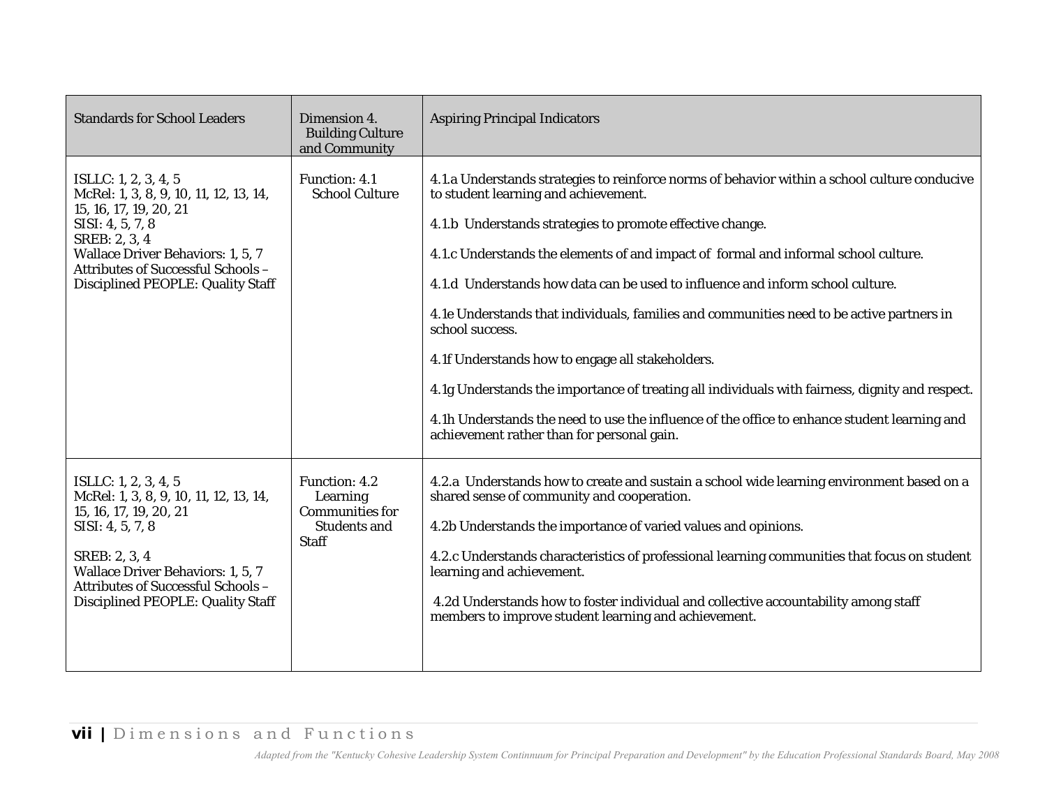| Standards for School Leaders | Dimension 4. Building Culture and Community | Aspiring Principal Indicators |
|---|---|---|
| ISLLC: 1, 2, 3, 4, 5<br>McRel: 1, 3, 8, 9, 10, 11, 12, 13, 14, 15, 16, 17, 19, 20, 21<br>SISI: 4, 5, 7, 8<br>SREB: 2, 3, 4<br>Wallace Driver Behaviors: 1, 5, 7<br>Attributes of Successful Schools – Disciplined PEOPLE: Quality Staff | Function: 4.1 School Culture | 4.1.a Understands strategies to reinforce norms of behavior within a school culture conducive to student learning and achievement.<br><br>4.1.b Understands strategies to promote effective change.<br><br>4.1.c Understands the elements of and impact of formal and informal school culture.<br><br>4.1.d Understands how data can be used to influence and inform school culture.<br><br>4.1e Understands that individuals, families and communities need to be active partners in school success.<br><br>4.1f Understands how to engage all stakeholders.<br><br>4.1g Understands the importance of treating all individuals with fairness, dignity and respect.<br><br>4.1h Understands the need to use the influence of the office to enhance student learning and achievement rather than for personal gain. |
| ISLLC: 1, 2, 3, 4, 5<br>McRel: 1, 3, 8, 9, 10, 11, 12, 13, 14, 15, 16, 17, 19, 20, 21<br>SISI: 4, 5, 7, 8<br><br>SREB: 2, 3, 4<br>Wallace Driver Behaviors: 1, 5, 7<br>Attributes of Successful Schools – Disciplined PEOPLE: Quality Staff | Function: 4.2 Learning Communities for Students and Staff | 4.2.a Understands how to create and sustain a school wide learning environment based on a shared sense of community and cooperation.<br><br>4.2b Understands the importance of varied values and opinions.<br><br>4.2.c Understands characteristics of professional learning communities that focus on student learning and achievement.<br><br>4.2d Understands how to foster individual and collective accountability among staff members to improve student learning and achievement. |

*Adapted from the "Kentucky Cohesive Leadership System Continuum for Principal Preparation and Development" by the Education Professional Standards Board, May 2008*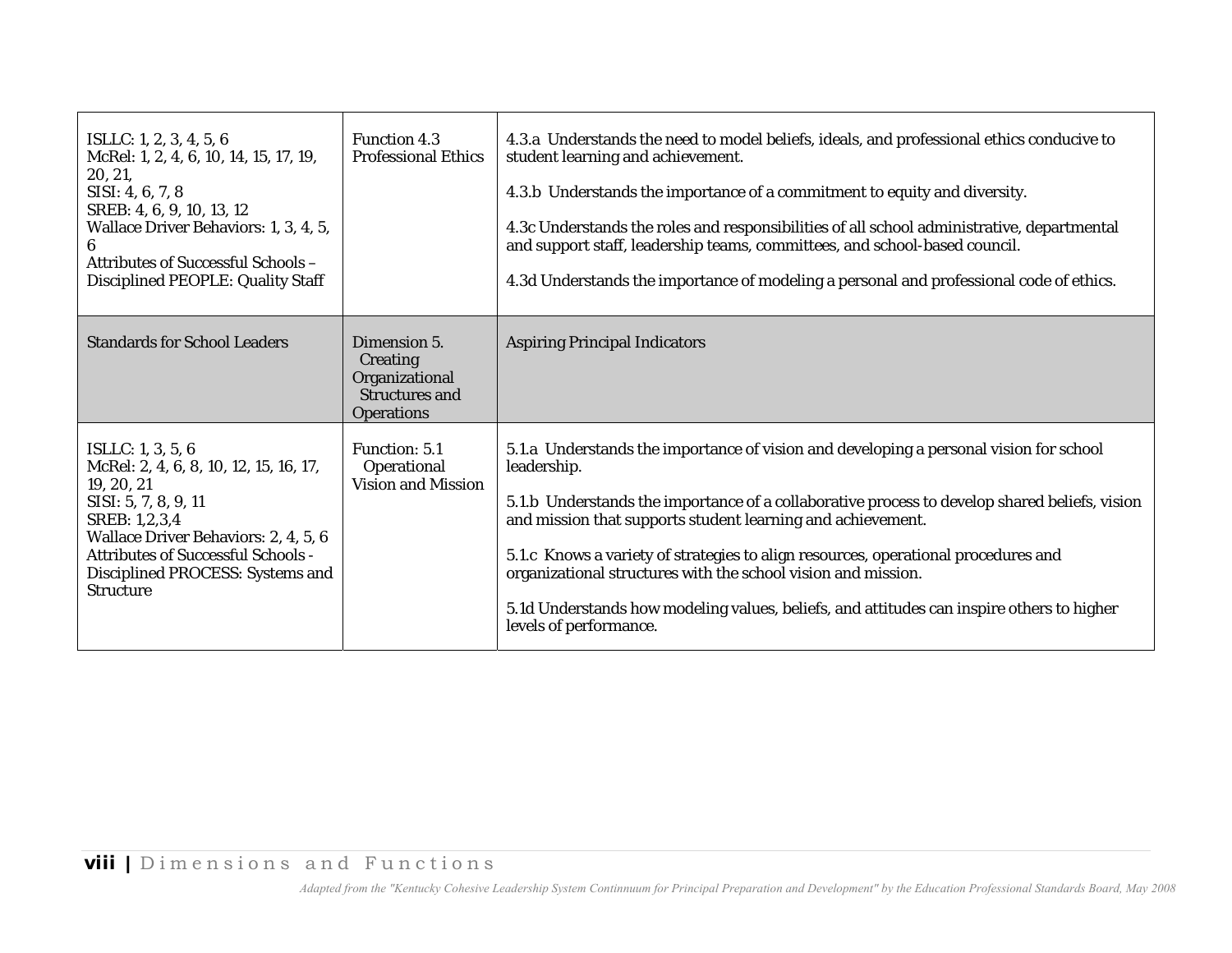| | | |
|---|---|---|
| ISLLC: 1, 2, 3, 4, 5, 6<br>McRel: 1, 2, 4, 6, 10, 14, 15, 17, 19, 20, 21,<br>SISI: 4, 6, 7, 8<br>SREB: 4, 6, 9, 10, 13, 12<br>Wallace Driver Behaviors: 1, 3, 4, 5, 6<br>Attributes of Successful Schools – Disciplined PEOPLE: Quality Staff | Function 4.3 Professional Ethics | 4.3.a Understands the need to model beliefs, ideals, and professional ethics conducive to student learning and achievement.<br><br>4.3.b Understands the importance of a commitment to equity and diversity.<br><br>4.3c Understands the roles and responsibilities of all school administrative, departmental and support staff, leadership teams, committees, and school-based council.<br><br>4.3d Understands the importance of modeling a personal and professional code of ethics. |
| **Standards for School Leaders** | **Dimension 5. Creating Organizational Structures and Operations** | **Aspiring Principal Indicators** |
| ISLLC: 1, 3, 5, 6<br>McRel: 2, 4, 6, 8, 10, 12, 15, 16, 17, 19, 20, 21<br>SISI: 5, 7, 8, 9, 11<br>SREB: 1,2,3,4<br>Wallace Driver Behaviors: 2, 4, 5, 6<br>Attributes of Successful Schools - Disciplined PROCESS: Systems and Structure | Function: 5.1 Operational Vision and Mission | 5.1.a Understands the importance of vision and developing a personal vision for school leadership.<br><br>5.1.b Understands the importance of a collaborative process to develop shared beliefs, vision and mission that supports student learning and achievement.<br><br>5.1.c Knows a variety of strategies to align resources, operational procedures and organizational structures with the school vision and mission.<br><br>5.1d Understands how modeling values, beliefs, and attitudes can inspire others to higher levels of performance. |

*Adapted from the "Kentucky Cohesive Leadership System Continnuum for Principal Preparation and Development" by the Education Professional Standards Board, May 2008*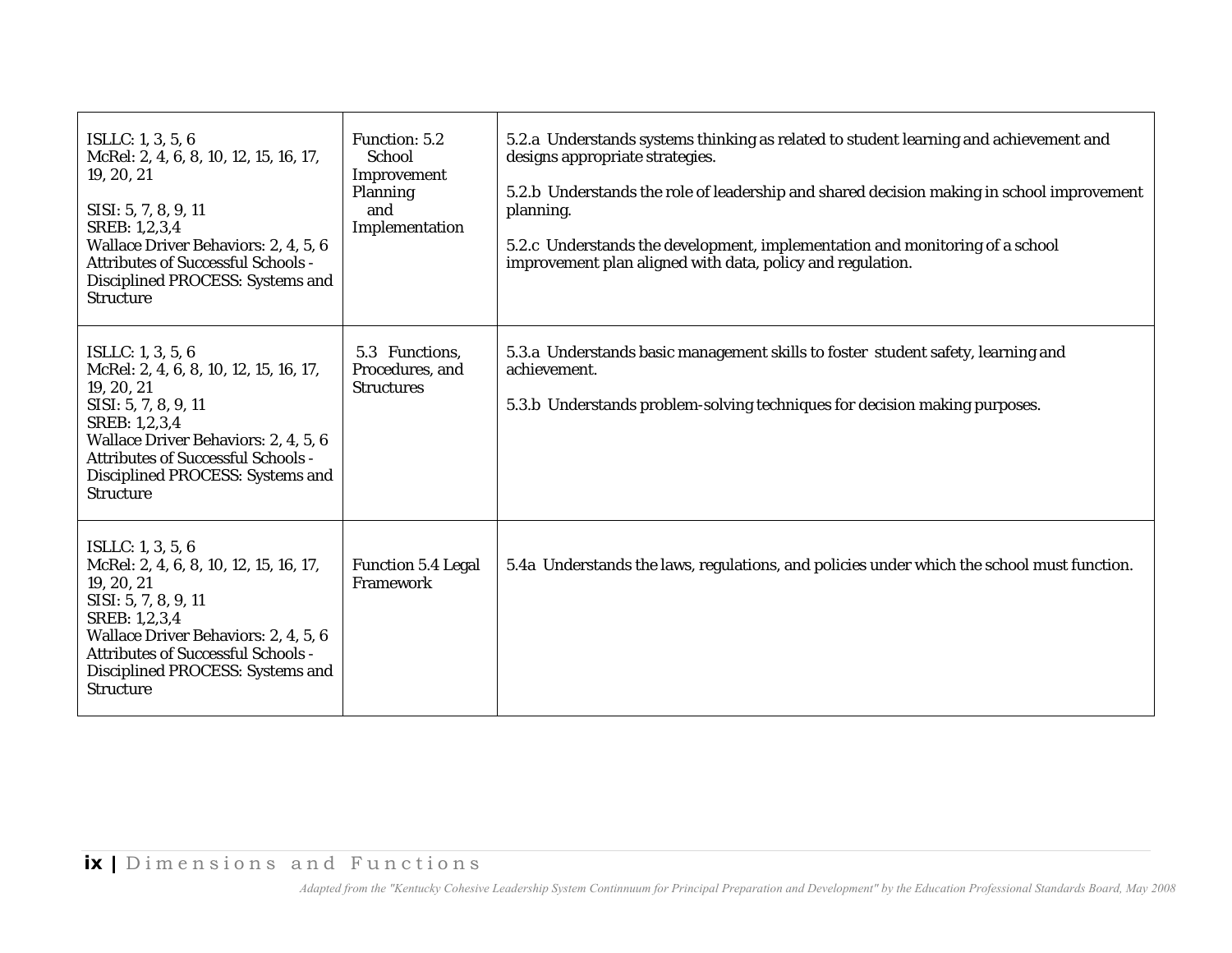| | | |
|---|---|---|
| ISLLC: 1, 3, 5, 6<br>McRel: 2, 4, 6, 8, 10, 12, 15, 16, 17, 19, 20, 21<br><br>SISI: 5, 7, 8, 9, 11<br>SREB: 1,2,3,4<br>Wallace Driver Behaviors: 2, 4, 5, 6<br>Attributes of Successful Schools - Disciplined PROCESS: Systems and Structure | Function: 5.2 School Improvement Planning and Implementation | 5.2.a Understands systems thinking as related to student learning and achievement and designs appropriate strategies.<br><br>5.2.b Understands the role of leadership and shared decision making in school improvement planning.<br><br>5.2.c Understands the development, implementation and monitoring of a school improvement plan aligned with data, policy and regulation. |
| ISLLC: 1, 3, 5, 6<br>McRel: 2, 4, 6, 8, 10, 12, 15, 16, 17, 19, 20, 21<br>SISI: 5, 7, 8, 9, 11<br>SREB: 1,2,3,4<br>Wallace Driver Behaviors: 2, 4, 5, 6<br>Attributes of Successful Schools - Disciplined PROCESS: Systems and Structure | 5.3 Functions, Procedures, and Structures | 5.3.a Understands basic management skills to foster student safety, learning and achievement.<br><br>5.3.b Understands problem-solving techniques for decision making purposes. |
| ISLLC: 1, 3, 5, 6<br>McRel: 2, 4, 6, 8, 10, 12, 15, 16, 17, 19, 20, 21<br>SISI: 5, 7, 8, 9, 11<br>SREB: 1,2,3,4<br>Wallace Driver Behaviors: 2, 4, 5, 6<br>Attributes of Successful Schools - Disciplined PROCESS: Systems and Structure | Function 5.4 Legal Framework | 5.4a Understands the laws, regulations, and policies under which the school must function. |

*Adapted from the "Kentucky Cohesive Leadership System Continuum for Principal Preparation and Development" by the Education Professional Standards Board, May 2008*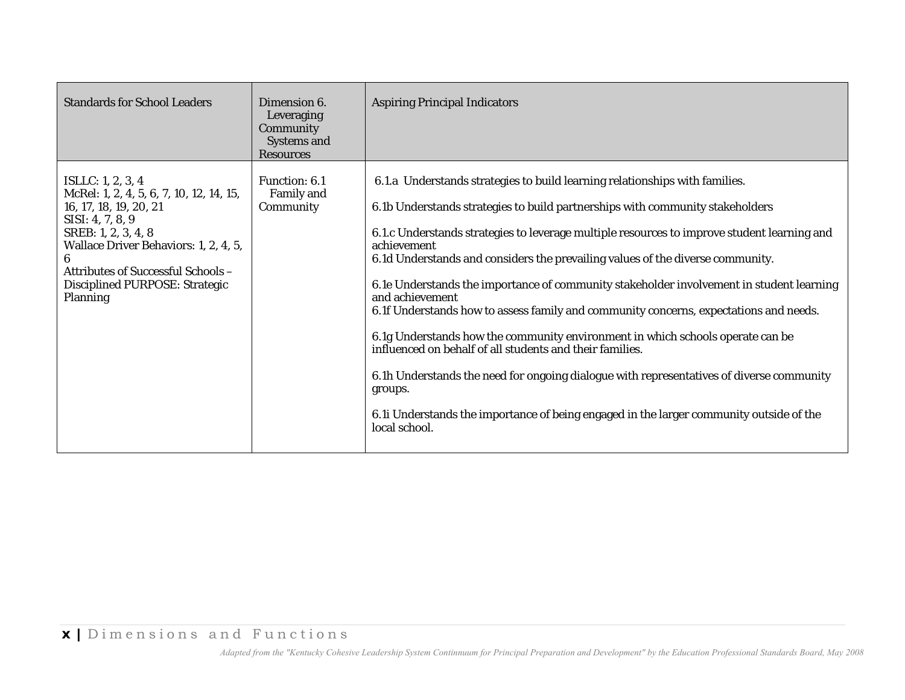| Standards for School Leaders | Dimension 6. Leveraging Community Systems and Resources | Aspiring Principal Indicators |
|---|---|---|
| ISLLC: 1, 2, 3, 4<br>McRel: 1, 2, 4, 5, 6, 7, 10, 12, 14, 15, 16, 17, 18, 19, 20, 21<br>SISI: 4, 7, 8, 9<br>SREB: 1, 2, 3, 4, 8<br>Wallace Driver Behaviors: 1, 2, 4, 5, 6<br>Attributes of Successful Schools – Disciplined PURPOSE: Strategic Planning | Function: 6.1 Family and Community | 6.1.a Understands strategies to build learning relationships with families.<br><br>6.1b Understands strategies to build partnerships with community stakeholders<br><br>6.1.c Understands strategies to leverage multiple resources to improve student learning and achievement<br>6.1d Understands and considers the prevailing values of the diverse community.<br><br>6.1e Understands the importance of community stakeholder involvement in student learning and achievement<br>6.1f Understands how to assess family and community concerns, expectations and needs.<br><br>6.1g Understands how the community environment in which schools operate can be influenced on behalf of all students and their families.<br><br>6.1h Understands the need for ongoing dialogue with representatives of diverse community groups.<br><br>6.1i Understands the importance of being engaged in the larger community outside of the local school. |

*Adapted from the "Kentucky Cohesive Leadership System Continuum for Principal Preparation and Development" by the Education Professional Standards Board, May 2008*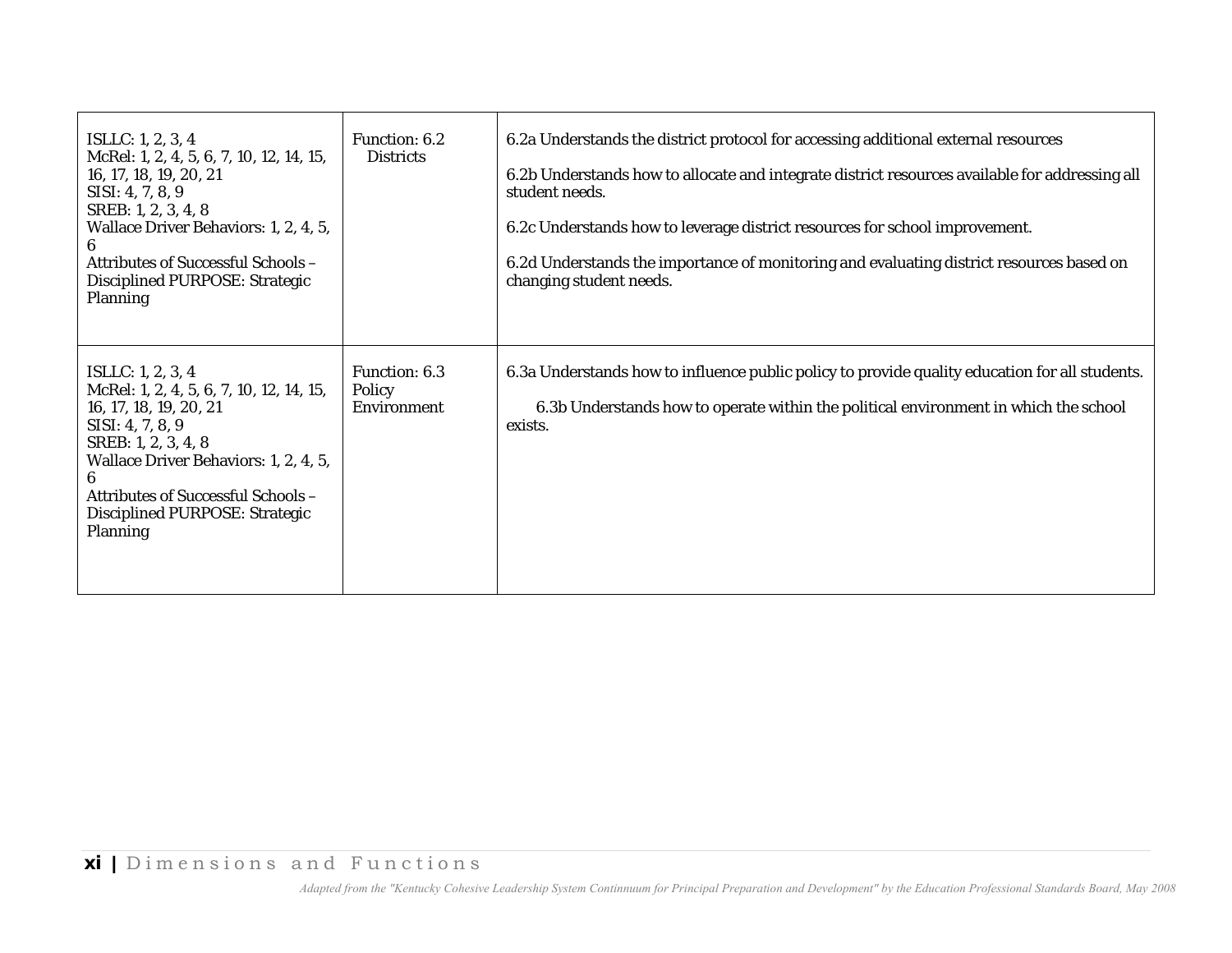| | | |
|---|---|---|
| ISLLC: 1, 2, 3, 4<br>McRel: 1, 2, 4, 5, 6, 7, 10, 12, 14, 15, 16, 17, 18, 19, 20, 21<br>SISI: 4, 7, 8, 9<br>SREB: 1, 2, 3, 4, 8<br>Wallace Driver Behaviors: 1, 2, 4, 5, 6<br>Attributes of Successful Schools – Disciplined PURPOSE: Strategic Planning | Function: 6.2 Districts | 6.2a Understands the district protocol for accessing additional external resources<br><br>6.2b Understands how to allocate and integrate district resources available for addressing all student needs.<br><br>6.2c Understands how to leverage district resources for school improvement.<br><br>6.2d Understands the importance of monitoring and evaluating district resources based on changing student needs. |
| ISLLC: 1, 2, 3, 4<br>McRel: 1, 2, 4, 5, 6, 7, 10, 12, 14, 15, 16, 17, 18, 19, 20, 21<br>SISI: 4, 7, 8, 9<br>SREB: 1, 2, 3, 4, 8<br>Wallace Driver Behaviors: 1, 2, 4, 5, 6<br>Attributes of Successful Schools – Disciplined PURPOSE: Strategic Planning | Function: 6.3 Policy Environment | 6.3a Understands how to influence public policy to provide quality education for all students.<br><br>6.3b Understands how to operate within the political environment in which the school exists. |

*Adapted from the "Kentucky Cohesive Leadership System Continuum for Principal Preparation and Development" by the Education Professional Standards Board, May 2008*